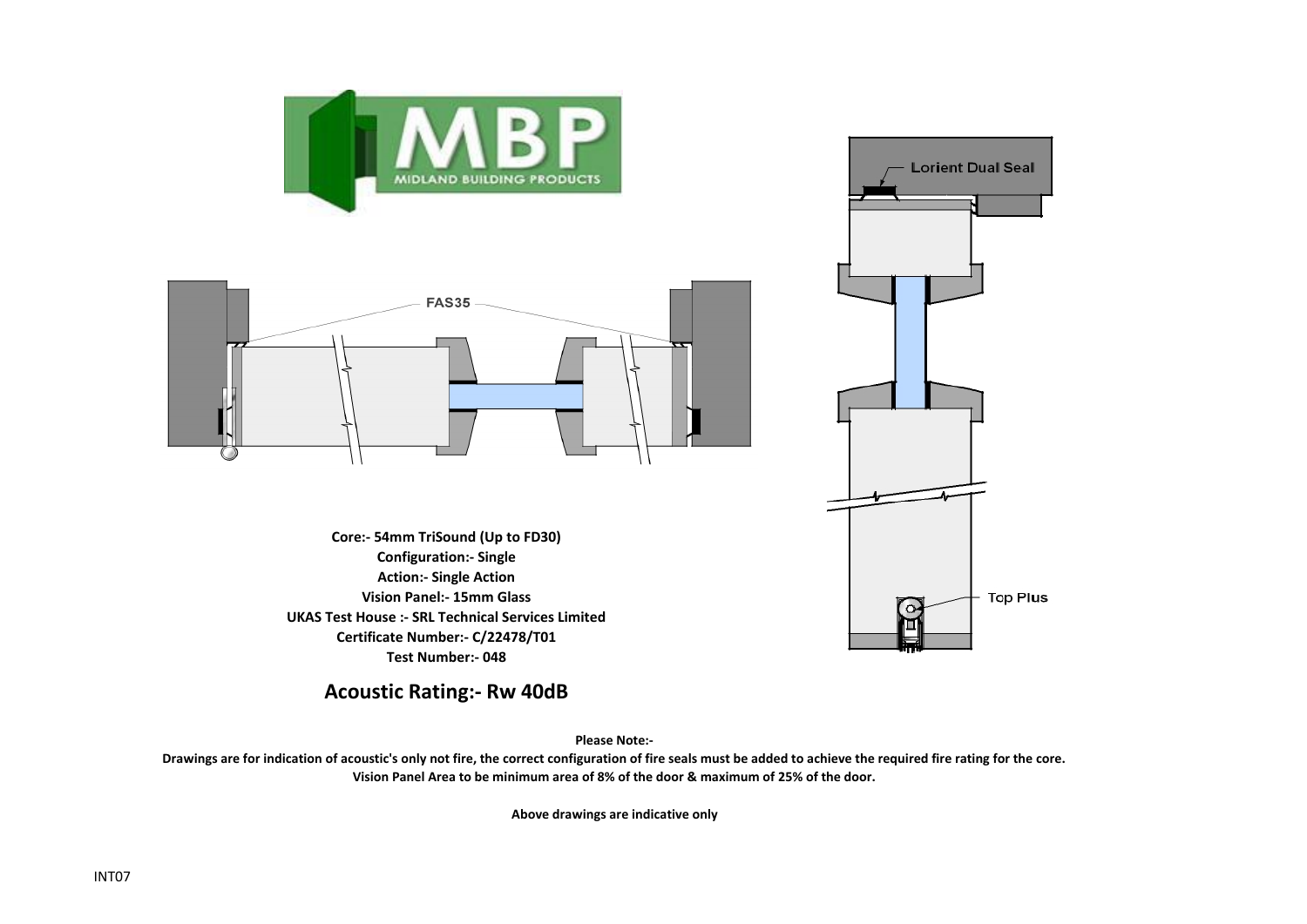FAS35

Lorient Dual Seal

Top Plus

**Core:- 54mm TriSound (Up to FD30)**
**Configuration:- Single**
**Action:- Single Action**
**Vision Panel:- 15mm Glass**
**UKAS Test House :- SRL Technical Services Limited**
**Certificate Number:- C/22478/T01**
**Test Number:- 048**

## Acoustic Rating:- Rw 40dB

**Please Note:-**

**Drawings are for indication of acoustic's only not fire, the correct configuration of fire seals must be added to achieve the required fire rating for the core.**
**Vision Panel Area to be minimum area of 8% of the door & maximum of 25% of the door.**

**Above drawings are indicative only**

INT07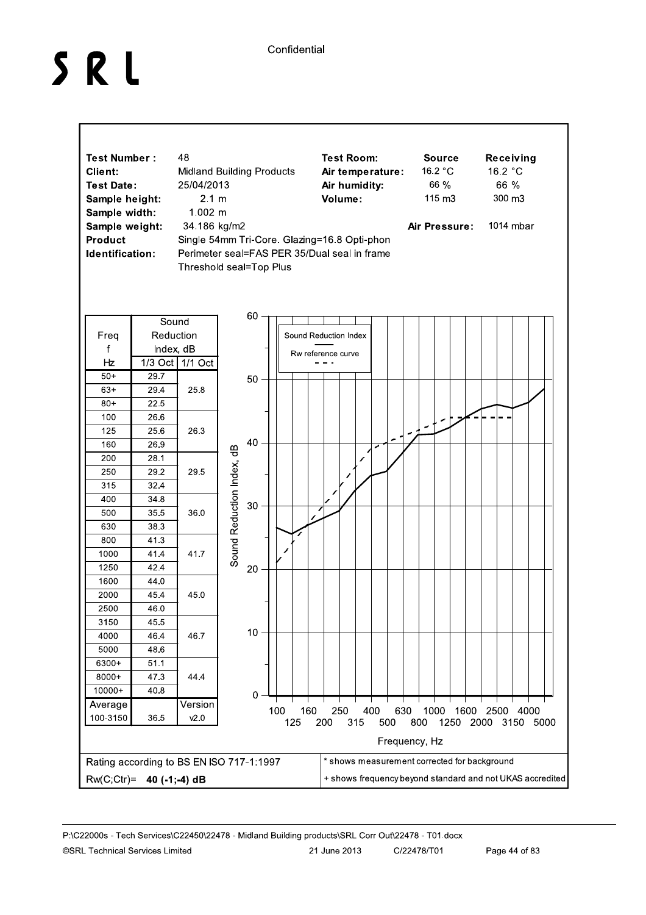SRL

Confidential

| | | | | | |
|---|---|---|---|---|---|
| **Test Number :** | 48 | **Test Room:** | **Source** | **Receiving** |
| **Client:** | Midland Building Products | **Air temperature:** | 16.2 °C | 16.2 °C |
| **Test Date:** | 25/04/2013 | **Air humidity:** | 66 % | 66 % |
| **Sample height:** | 2.1 m | **Volume:** | 115 m3 | 300 m3 |
| **Sample width:** | 1.002 m | | | |
| **Sample weight:** | 34.186 kg/m2 | **Air Pressure:** | 1014 mbar | |
| **Product Identification:** | Single 54mm Tri-Core. Glazing=16.8 Opti-phon Perimeter seal=FAS PER 35/Dual seal in frame Threshold seal=Top Plus | | | |

| Freq f Hz | Sound Reduction Index, dB 1/3 Oct | 1/1 Oct |
|---|---|---|
| 50+ | 29.7 | |
| 63+ | 29.4 | 25.8 |
| 80+ | 22.5 | |
| 100 | 26.6 | |
| 125 | 25.6 | 26.3 |
| 160 | 26.9 | |
| 200 | 28.1 | |
| 250 | 29.2 | 29.5 |
| 315 | 32.4 | |
| 400 | 34.8 | |
| 500 | 35.5 | 36.0 |
| 630 | 38.3 | |
| 800 | 41.3 | |
| 1000 | 41.4 | 41.7 |
| 1250 | 42.4 | |
| 1600 | 44.0 | |
| 2000 | 45.4 | 45.0 |
| 2500 | 46.0 | |
| 3150 | 45.5 | |
| 4000 | 46.4 | 46.7 |
| 5000 | 48.6 | |
| 6300+ | 51.1 | |
| 8000+ | 47.3 | 44.4 |
| 10000+ | 40.8 | |
| Average 100-3150 | 36.5 | Version v2.0 |

Sound Reduction Index
Rw reference curve

Sound Reduction Index, dB
0
10
20
30
40
50
60

Frequency, Hz
100 125 160 200 250 315 400 500 630 800 1000 1250 1600 2000 2500 3150 4000 5000

Rating according to BS EN ISO 717-1:1997

Rw(C;Ctr)= **40 (-1;-4) dB**

\* shows measurement corrected for background

\+ shows frequency beyond standard and not UKAS accredited

P:\C22000s - Tech Services\C22450\22478 - Midland Building products\SRL Corr Out\22478 - T01.docx

©SRL Technical Services Limited 21 June 2013 C/22478/T01